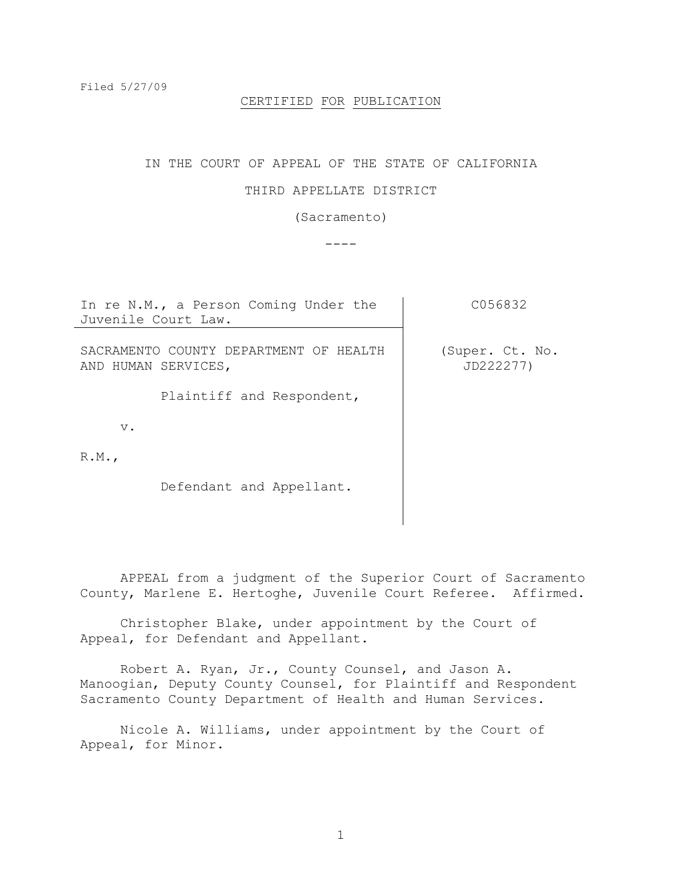Filed 5/27/09

CERTIFIED FOR PUBLICATION

IN THE COURT OF APPEAL OF THE STATE OF CALIFORNIA

THIRD APPELLATE DISTRICT

(Sacramento)

----

| In re N.M., a Person Coming Under the Juvenile Court Law. | C056832 |
|---|---|
| SACRAMENTO COUNTY DEPARTMENT OF HEALTH AND HUMAN SERVICES,<br><br>Plaintiff and Respondent,<br><br>v.<br><br>R.M.,<br><br>Defendant and Appellant. | (Super. Ct. No. JD222277) |

APPEAL from a judgment of the Superior Court of Sacramento County, Marlene E. Hertoghe, Juvenile Court Referee. Affirmed.

Christopher Blake, under appointment by the Court of Appeal, for Defendant and Appellant.

Robert A. Ryan, Jr., County Counsel, and Jason A. Manoogian, Deputy County Counsel, for Plaintiff and Respondent Sacramento County Department of Health and Human Services.

Nicole A. Williams, under appointment by the Court of Appeal, for Minor.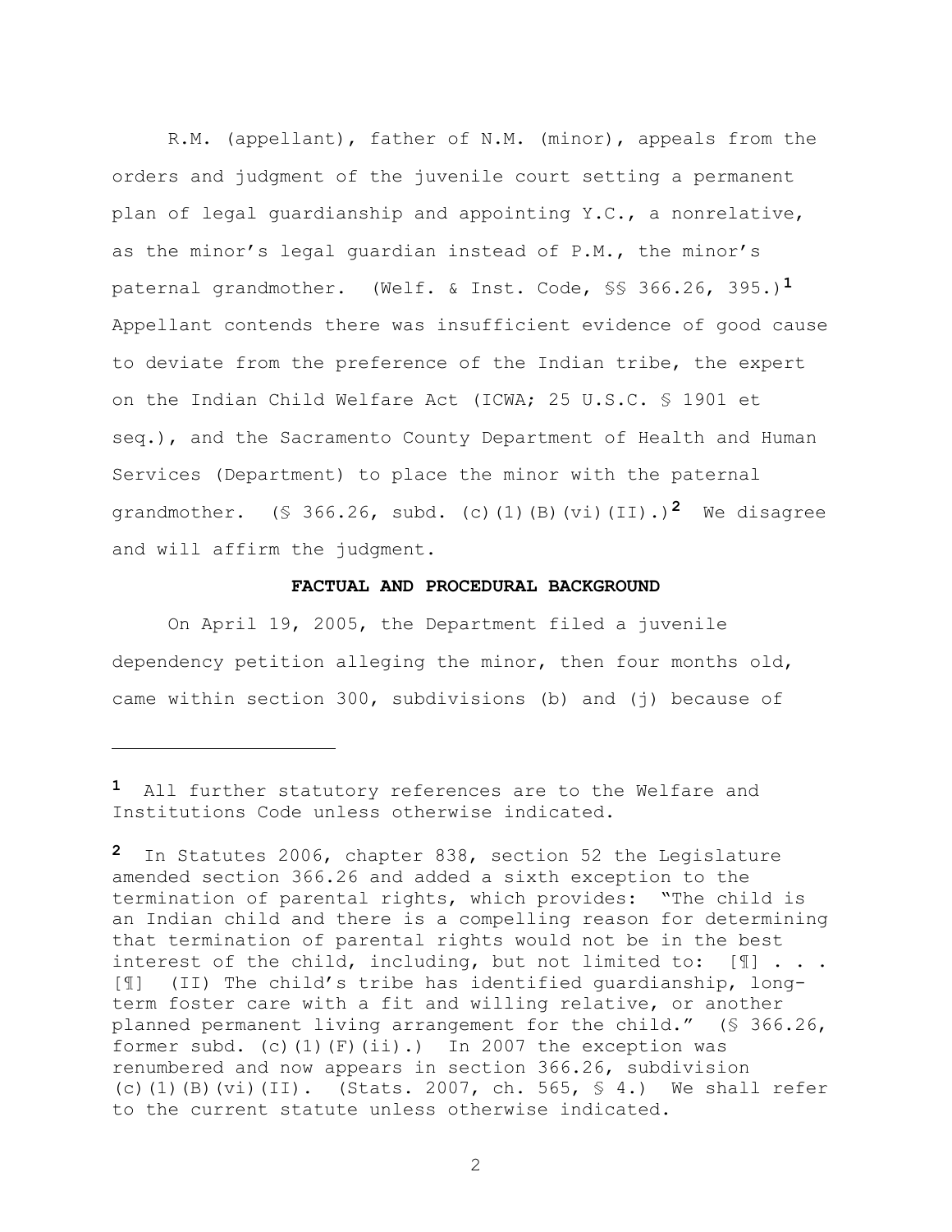R.M. (appellant), father of N.M. (minor), appeals from the orders and judgment of the juvenile court setting a permanent plan of legal guardianship and appointing Y.C., a nonrelative, as the minor's legal guardian instead of P.M., the minor's paternal grandmother. (Welf. & Inst. Code, §§ 366.26, 395.)[1] Appellant contends there was insufficient evidence of good cause to deviate from the preference of the Indian tribe, the expert on the Indian Child Welfare Act (ICWA; 25 U.S.C. § 1901 et seq.), and the Sacramento County Department of Health and Human Services (Department) to place the minor with the paternal grandmother. (§ 366.26, subd. (c)(1)(B)(vi)(II).)[2] We disagree and will affirm the judgment.

**FACTUAL AND PROCEDURAL BACKGROUND**

On April 19, 2005, the Department filed a juvenile dependency petition alleging the minor, then four months old, came within section 300, subdivisions (b) and (j) because of

---

[1] All further statutory references are to the Welfare and Institutions Code unless otherwise indicated.

[2] In Statutes 2006, chapter 838, section 52 the Legislature amended section 366.26 and added a sixth exception to the termination of parental rights, which provides: "The child is an Indian child and there is a compelling reason for determining that termination of parental rights would not be in the best interest of the child, including, but not limited to: [¶] . . . [¶] (II) The child's tribe has identified guardianship, long-term foster care with a fit and willing relative, or another planned permanent living arrangement for the child." (§ 366.26, former subd. (c)(1)(F)(ii).) In 2007 the exception was renumbered and now appears in section 366.26, subdivision (c)(1)(B)(vi)(II). (Stats. 2007, ch. 565, § 4.) We shall refer to the current statute unless otherwise indicated.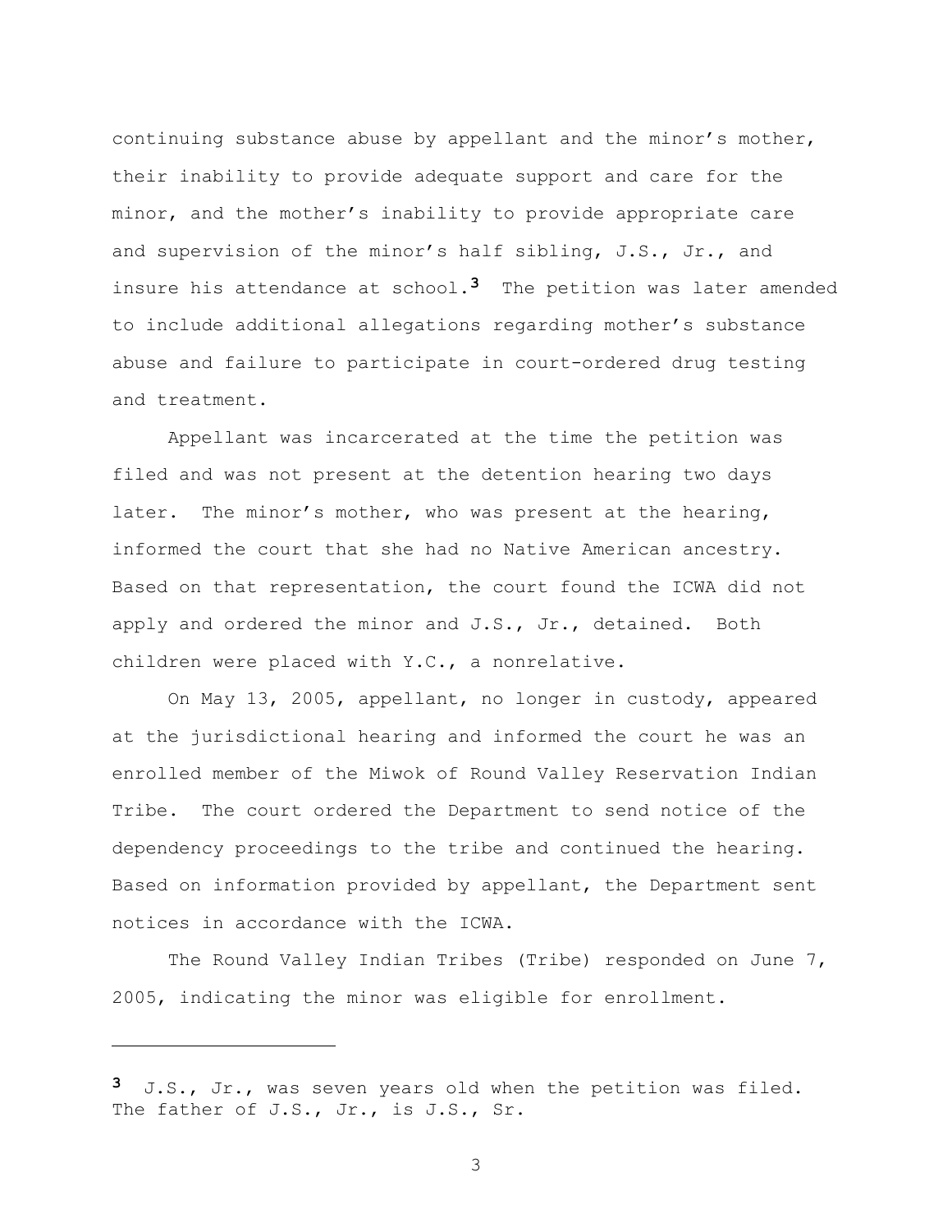continuing substance abuse by appellant and the minor's mother, their inability to provide adequate support and care for the minor, and the mother's inability to provide appropriate care and supervision of the minor's half sibling, J.S., Jr., and insure his attendance at school.[3] The petition was later amended to include additional allegations regarding mother's substance abuse and failure to participate in court-ordered drug testing and treatment.

Appellant was incarcerated at the time the petition was filed and was not present at the detention hearing two days later. The minor's mother, who was present at the hearing, informed the court that she had no Native American ancestry. Based on that representation, the court found the ICWA did not apply and ordered the minor and J.S., Jr., detained. Both children were placed with Y.C., a nonrelative.

On May 13, 2005, appellant, no longer in custody, appeared at the jurisdictional hearing and informed the court he was an enrolled member of the Miwok of Round Valley Reservation Indian Tribe. The court ordered the Department to send notice of the dependency proceedings to the tribe and continued the hearing. Based on information provided by appellant, the Department sent notices in accordance with the ICWA.

The Round Valley Indian Tribes (Tribe) responded on June 7, 2005, indicating the minor was eligible for enrollment.

---

[3] J.S., Jr., was seven years old when the petition was filed. The father of J.S., Jr., is J.S., Sr.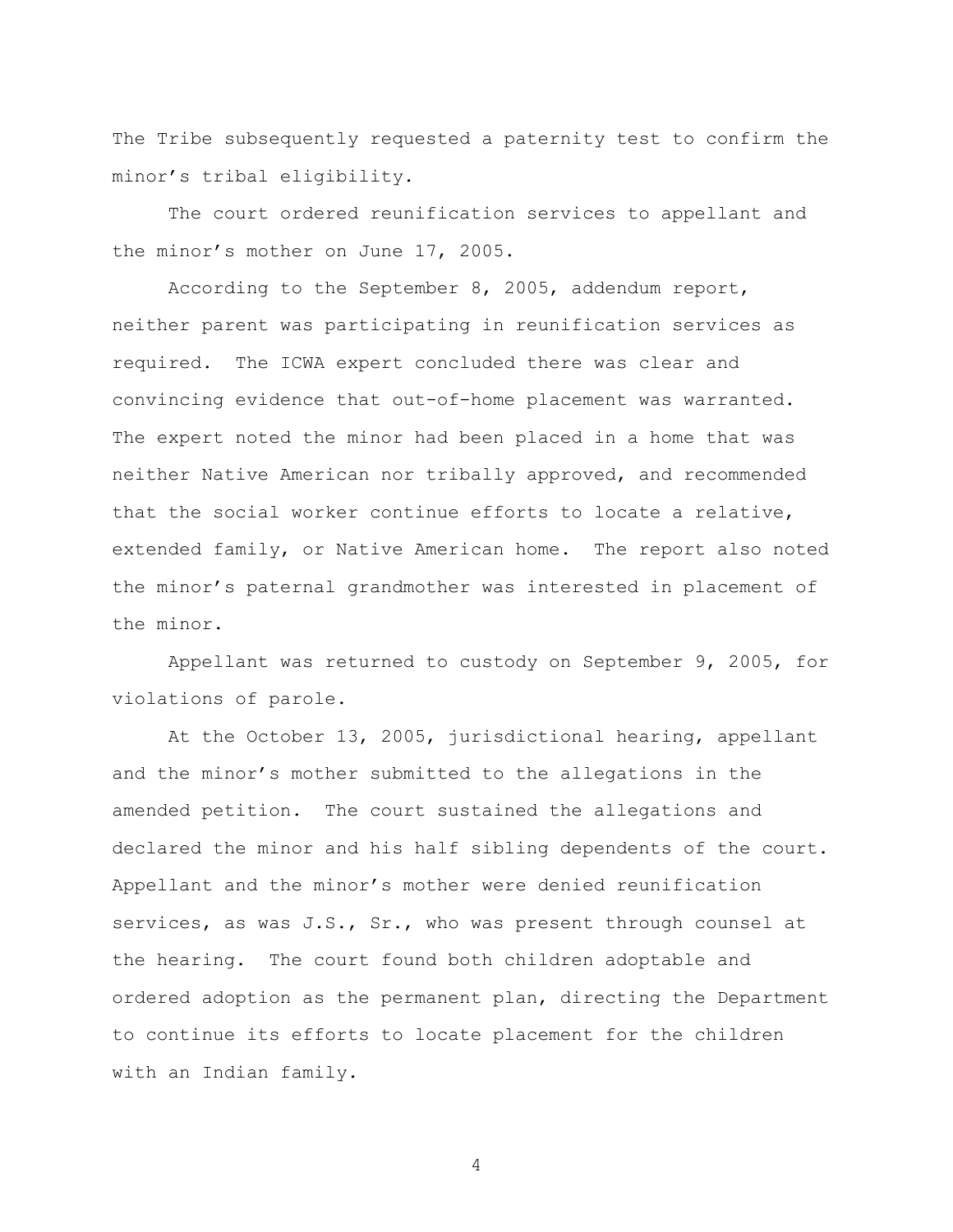The Tribe subsequently requested a paternity test to confirm the minor's tribal eligibility.

The court ordered reunification services to appellant and the minor's mother on June 17, 2005.

According to the September 8, 2005, addendum report, neither parent was participating in reunification services as required. The ICWA expert concluded there was clear and convincing evidence that out-of-home placement was warranted. The expert noted the minor had been placed in a home that was neither Native American nor tribally approved, and recommended that the social worker continue efforts to locate a relative, extended family, or Native American home. The report also noted the minor's paternal grandmother was interested in placement of the minor.

Appellant was returned to custody on September 9, 2005, for violations of parole.

At the October 13, 2005, jurisdictional hearing, appellant and the minor's mother submitted to the allegations in the amended petition. The court sustained the allegations and declared the minor and his half sibling dependents of the court. Appellant and the minor's mother were denied reunification services, as was J.S., Sr., who was present through counsel at the hearing. The court found both children adoptable and ordered adoption as the permanent plan, directing the Department to continue its efforts to locate placement for the children with an Indian family.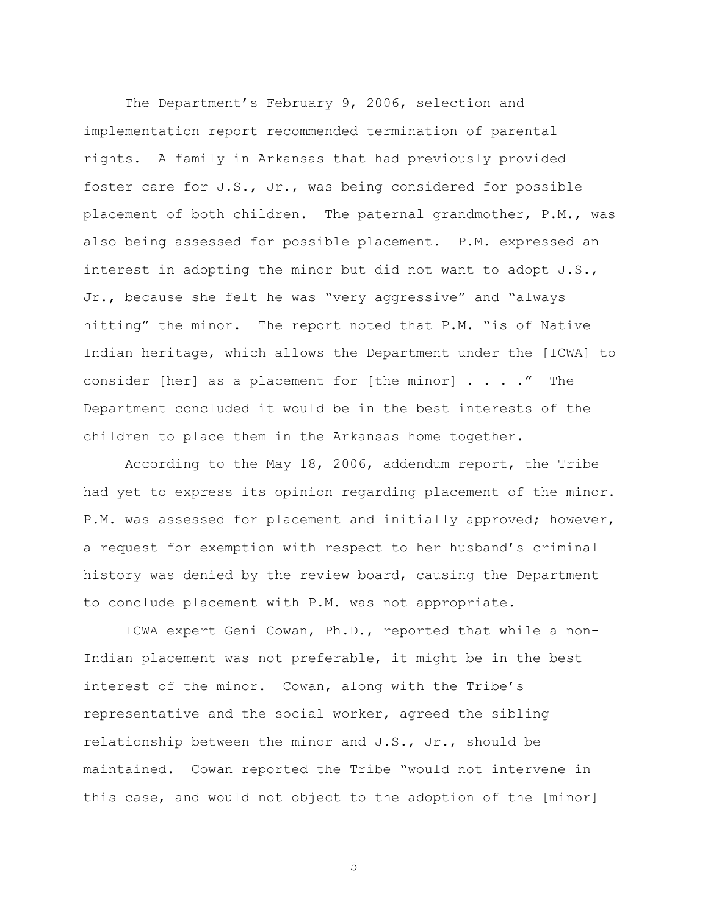The Department's February 9, 2006, selection and implementation report recommended termination of parental rights. A family in Arkansas that had previously provided foster care for J.S., Jr., was being considered for possible placement of both children. The paternal grandmother, P.M., was also being assessed for possible placement. P.M. expressed an interest in adopting the minor but did not want to adopt J.S., Jr., because she felt he was "very aggressive" and "always hitting" the minor. The report noted that P.M. "is of Native Indian heritage, which allows the Department under the [ICWA] to consider [her] as a placement for [the minor] . . . ." The Department concluded it would be in the best interests of the children to place them in the Arkansas home together.

According to the May 18, 2006, addendum report, the Tribe had yet to express its opinion regarding placement of the minor. P.M. was assessed for placement and initially approved; however, a request for exemption with respect to her husband's criminal history was denied by the review board, causing the Department to conclude placement with P.M. was not appropriate.

ICWA expert Geni Cowan, Ph.D., reported that while a non-Indian placement was not preferable, it might be in the best interest of the minor. Cowan, along with the Tribe's representative and the social worker, agreed the sibling relationship between the minor and J.S., Jr., should be maintained. Cowan reported the Tribe "would not intervene in this case, and would not object to the adoption of the [minor]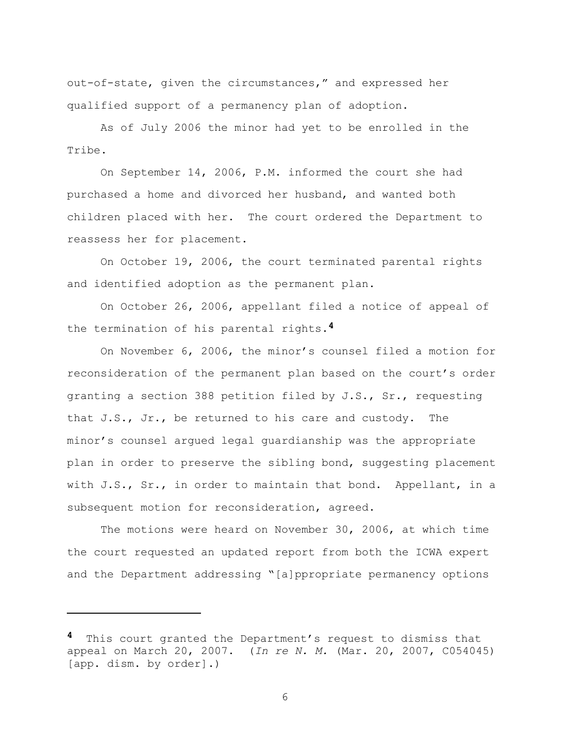out-of-state, given the circumstances," and expressed her qualified support of a permanency plan of adoption.

As of July 2006 the minor had yet to be enrolled in the Tribe.

On September 14, 2006, P.M. informed the court she had purchased a home and divorced her husband, and wanted both children placed with her. The court ordered the Department to reassess her for placement.

On October 19, 2006, the court terminated parental rights and identified adoption as the permanent plan.

On October 26, 2006, appellant filed a notice of appeal of the termination of his parental rights.[4]

On November 6, 2006, the minor's counsel filed a motion for reconsideration of the permanent plan based on the court's order granting a section 388 petition filed by J.S., Sr., requesting that J.S., Jr., be returned to his care and custody. The minor's counsel argued legal guardianship was the appropriate plan in order to preserve the sibling bond, suggesting placement with J.S., Sr., in order to maintain that bond. Appellant, in a subsequent motion for reconsideration, agreed.

The motions were heard on November 30, 2006, at which time the court requested an updated report from both the ICWA expert and the Department addressing "[a]ppropriate permanency options

---

[4] This court granted the Department's request to dismiss that appeal on March 20, 2007. (*In re N. M.* (Mar. 20, 2007, C054045) [app. dism. by order].)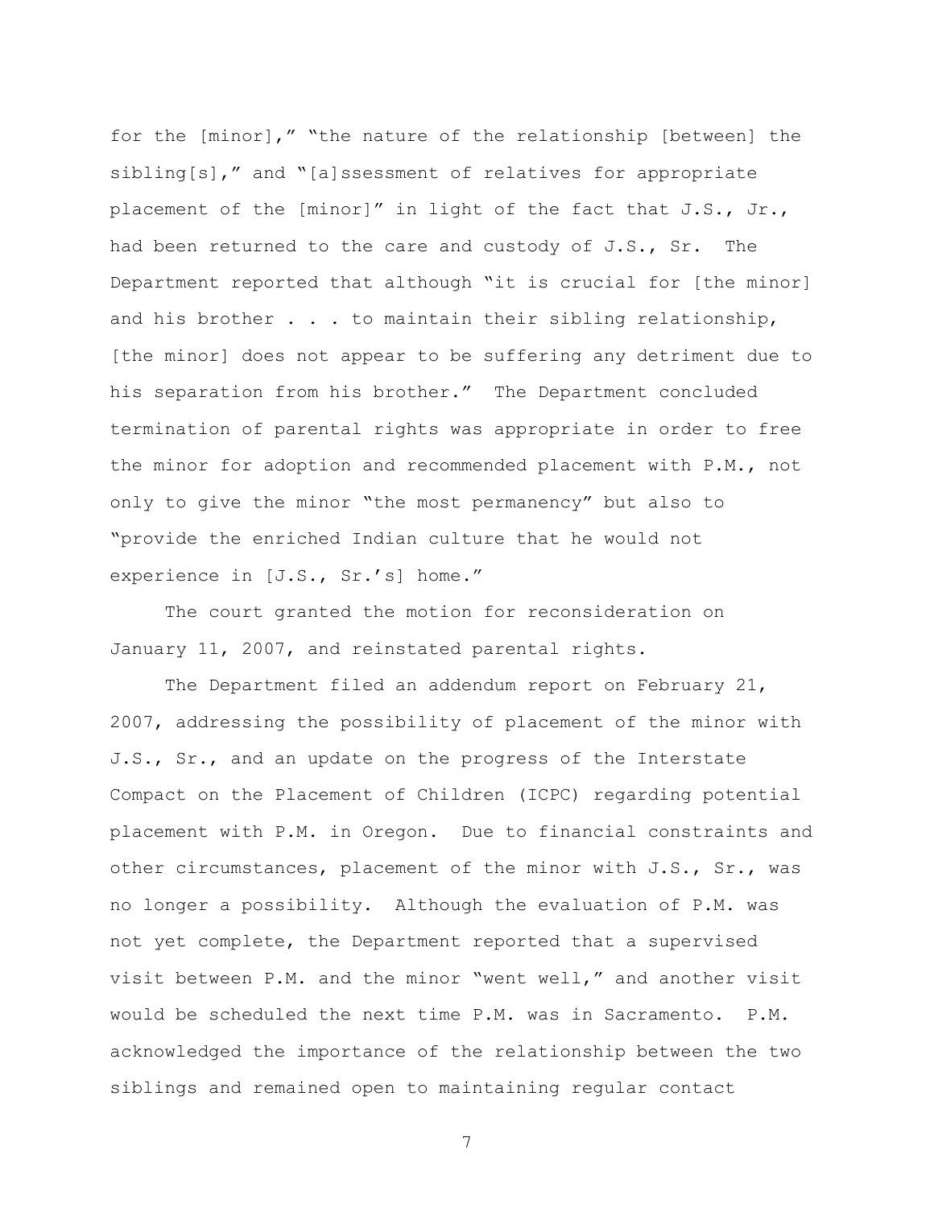for the [minor]," "the nature of the relationship [between] the sibling[s]," and "[a]ssessment of relatives for appropriate placement of the [minor]" in light of the fact that J.S., Jr., had been returned to the care and custody of J.S., Sr. The Department reported that although "it is crucial for [the minor] and his brother . . . to maintain their sibling relationship, [the minor] does not appear to be suffering any detriment due to his separation from his brother." The Department concluded termination of parental rights was appropriate in order to free the minor for adoption and recommended placement with P.M., not only to give the minor "the most permanency" but also to "provide the enriched Indian culture that he would not experience in [J.S., Sr.'s] home."

The court granted the motion for reconsideration on January 11, 2007, and reinstated parental rights.

The Department filed an addendum report on February 21, 2007, addressing the possibility of placement of the minor with J.S., Sr., and an update on the progress of the Interstate Compact on the Placement of Children (ICPC) regarding potential placement with P.M. in Oregon. Due to financial constraints and other circumstances, placement of the minor with J.S., Sr., was no longer a possibility. Although the evaluation of P.M. was not yet complete, the Department reported that a supervised visit between P.M. and the minor "went well," and another visit would be scheduled the next time P.M. was in Sacramento. P.M. acknowledged the importance of the relationship between the two siblings and remained open to maintaining regular contact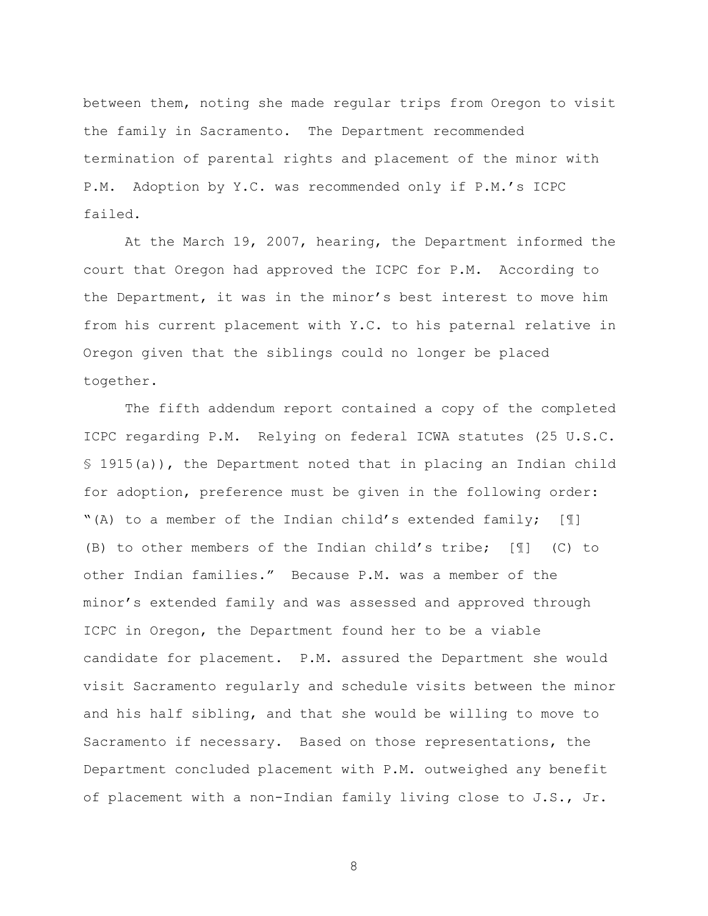between them, noting she made regular trips from Oregon to visit the family in Sacramento. The Department recommended termination of parental rights and placement of the minor with P.M. Adoption by Y.C. was recommended only if P.M.'s ICPC failed.

At the March 19, 2007, hearing, the Department informed the court that Oregon had approved the ICPC for P.M. According to the Department, it was in the minor's best interest to move him from his current placement with Y.C. to his paternal relative in Oregon given that the siblings could no longer be placed together.

The fifth addendum report contained a copy of the completed ICPC regarding P.M. Relying on federal ICWA statutes (25 U.S.C. § 1915(a)), the Department noted that in placing an Indian child for adoption, preference must be given in the following order: "(A) to a member of the Indian child's extended family; [¶] (B) to other members of the Indian child's tribe; [¶] (C) to other Indian families." Because P.M. was a member of the minor's extended family and was assessed and approved through ICPC in Oregon, the Department found her to be a viable candidate for placement. P.M. assured the Department she would visit Sacramento regularly and schedule visits between the minor and his half sibling, and that she would be willing to move to Sacramento if necessary. Based on those representations, the Department concluded placement with P.M. outweighed any benefit of placement with a non-Indian family living close to J.S., Jr.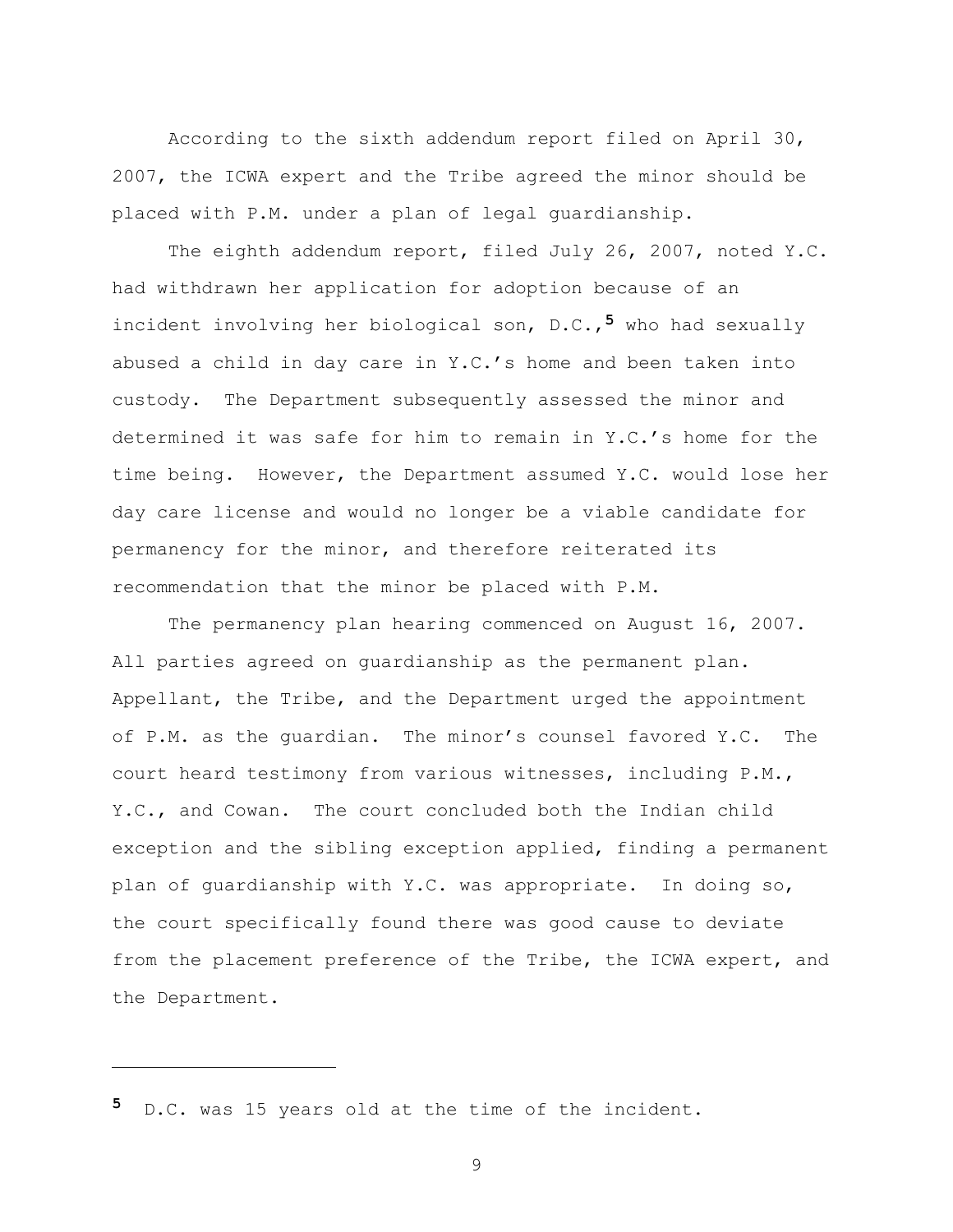According to the sixth addendum report filed on April 30, 2007, the ICWA expert and the Tribe agreed the minor should be placed with P.M. under a plan of legal guardianship.

The eighth addendum report, filed July 26, 2007, noted Y.C. had withdrawn her application for adoption because of an incident involving her biological son, D.C.,[5] who had sexually abused a child in day care in Y.C.'s home and been taken into custody. The Department subsequently assessed the minor and determined it was safe for him to remain in Y.C.'s home for the time being. However, the Department assumed Y.C. would lose her day care license and would no longer be a viable candidate for permanency for the minor, and therefore reiterated its recommendation that the minor be placed with P.M.

The permanency plan hearing commenced on August 16, 2007. All parties agreed on guardianship as the permanent plan. Appellant, the Tribe, and the Department urged the appointment of P.M. as the guardian. The minor's counsel favored Y.C. The court heard testimony from various witnesses, including P.M., Y.C., and Cowan. The court concluded both the Indian child exception and the sibling exception applied, finding a permanent plan of guardianship with Y.C. was appropriate. In doing so, the court specifically found there was good cause to deviate from the placement preference of the Tribe, the ICWA expert, and the Department.

---

[5] D.C. was 15 years old at the time of the incident.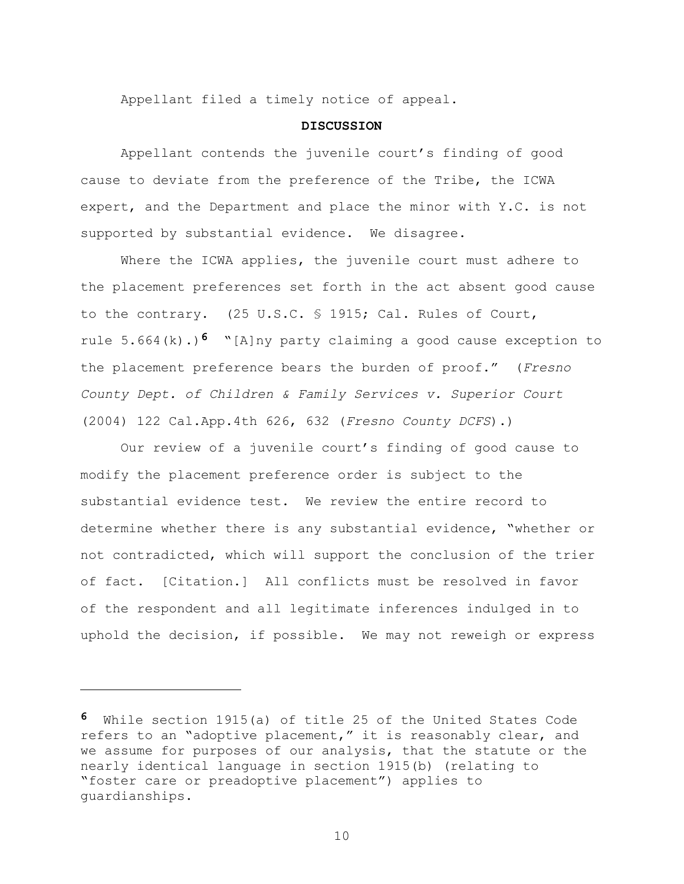Appellant filed a timely notice of appeal.

**DISCUSSION**

Appellant contends the juvenile court's finding of good cause to deviate from the preference of the Tribe, the ICWA expert, and the Department and place the minor with Y.C. is not supported by substantial evidence. We disagree.

Where the ICWA applies, the juvenile court must adhere to the placement preferences set forth in the act absent good cause to the contrary. (25 U.S.C. § 1915; Cal. Rules of Court, rule 5.664(k).)[6] "[A]ny party claiming a good cause exception to the placement preference bears the burden of proof." (*Fresno County Dept. of Children & Family Services v. Superior Court* (2004) 122 Cal.App.4th 626, 632 (*Fresno County DCFS*).)

Our review of a juvenile court's finding of good cause to modify the placement preference order is subject to the substantial evidence test. We review the entire record to determine whether there is any substantial evidence, "whether or not contradicted, which will support the conclusion of the trier of fact. [Citation.] All conflicts must be resolved in favor of the respondent and all legitimate inferences indulged in to uphold the decision, if possible. We may not reweigh or express

---

[6] While section 1915(a) of title 25 of the United States Code refers to an "adoptive placement," it is reasonably clear, and we assume for purposes of our analysis, that the statute or the nearly identical language in section 1915(b) (relating to "foster care or preadoptive placement") applies to guardianships.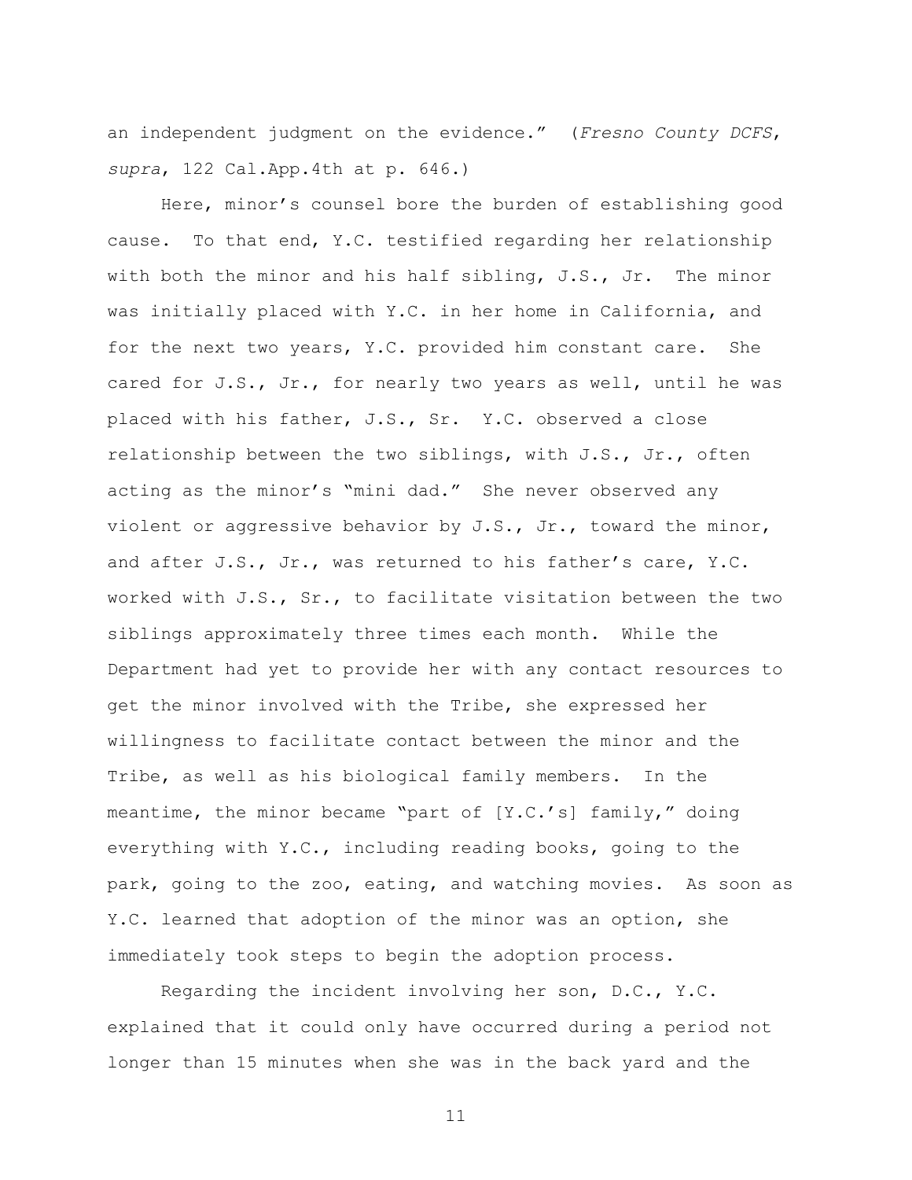an independent judgment on the evidence." (*Fresno County DCFS*, *supra*, 122 Cal.App.4th at p. 646.)

Here, minor's counsel bore the burden of establishing good cause. To that end, Y.C. testified regarding her relationship with both the minor and his half sibling, J.S., Jr. The minor was initially placed with Y.C. in her home in California, and for the next two years, Y.C. provided him constant care. She cared for J.S., Jr., for nearly two years as well, until he was placed with his father, J.S., Sr. Y.C. observed a close relationship between the two siblings, with J.S., Jr., often acting as the minor's "mini dad." She never observed any violent or aggressive behavior by J.S., Jr., toward the minor, and after J.S., Jr., was returned to his father's care, Y.C. worked with J.S., Sr., to facilitate visitation between the two siblings approximately three times each month. While the Department had yet to provide her with any contact resources to get the minor involved with the Tribe, she expressed her willingness to facilitate contact between the minor and the Tribe, as well as his biological family members. In the meantime, the minor became "part of [Y.C.'s] family," doing everything with Y.C., including reading books, going to the park, going to the zoo, eating, and watching movies. As soon as Y.C. learned that adoption of the minor was an option, she immediately took steps to begin the adoption process.

Regarding the incident involving her son, D.C., Y.C. explained that it could only have occurred during a period not longer than 15 minutes when she was in the back yard and the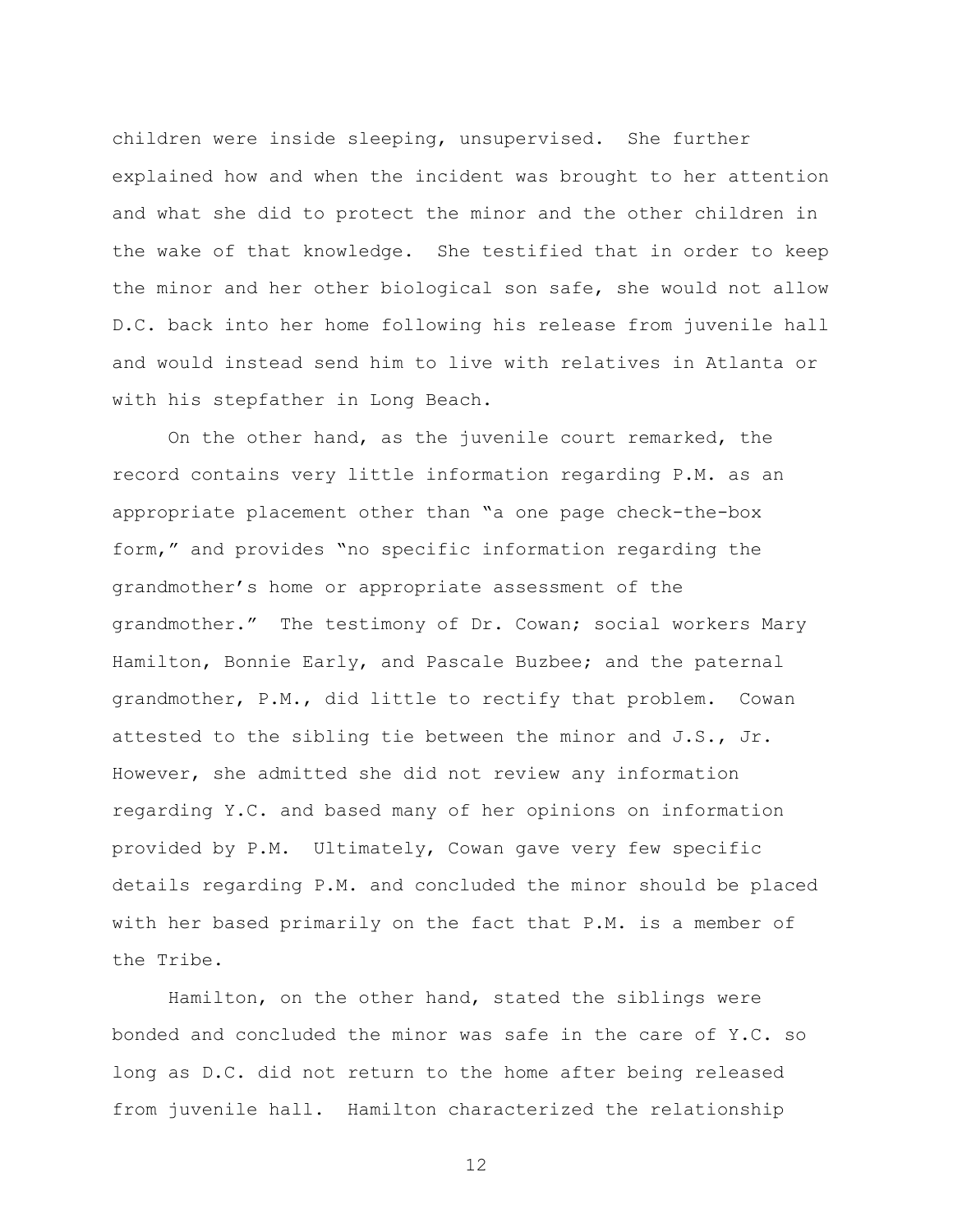children were inside sleeping, unsupervised. She further explained how and when the incident was brought to her attention and what she did to protect the minor and the other children in the wake of that knowledge. She testified that in order to keep the minor and her other biological son safe, she would not allow D.C. back into her home following his release from juvenile hall and would instead send him to live with relatives in Atlanta or with his stepfather in Long Beach.

On the other hand, as the juvenile court remarked, the record contains very little information regarding P.M. as an appropriate placement other than "a one page check-the-box form," and provides "no specific information regarding the grandmother's home or appropriate assessment of the grandmother." The testimony of Dr. Cowan; social workers Mary Hamilton, Bonnie Early, and Pascale Buzbee; and the paternal grandmother, P.M., did little to rectify that problem. Cowan attested to the sibling tie between the minor and J.S., Jr. However, she admitted she did not review any information regarding Y.C. and based many of her opinions on information provided by P.M. Ultimately, Cowan gave very few specific details regarding P.M. and concluded the minor should be placed with her based primarily on the fact that P.M. is a member of the Tribe.

Hamilton, on the other hand, stated the siblings were bonded and concluded the minor was safe in the care of Y.C. so long as D.C. did not return to the home after being released from juvenile hall. Hamilton characterized the relationship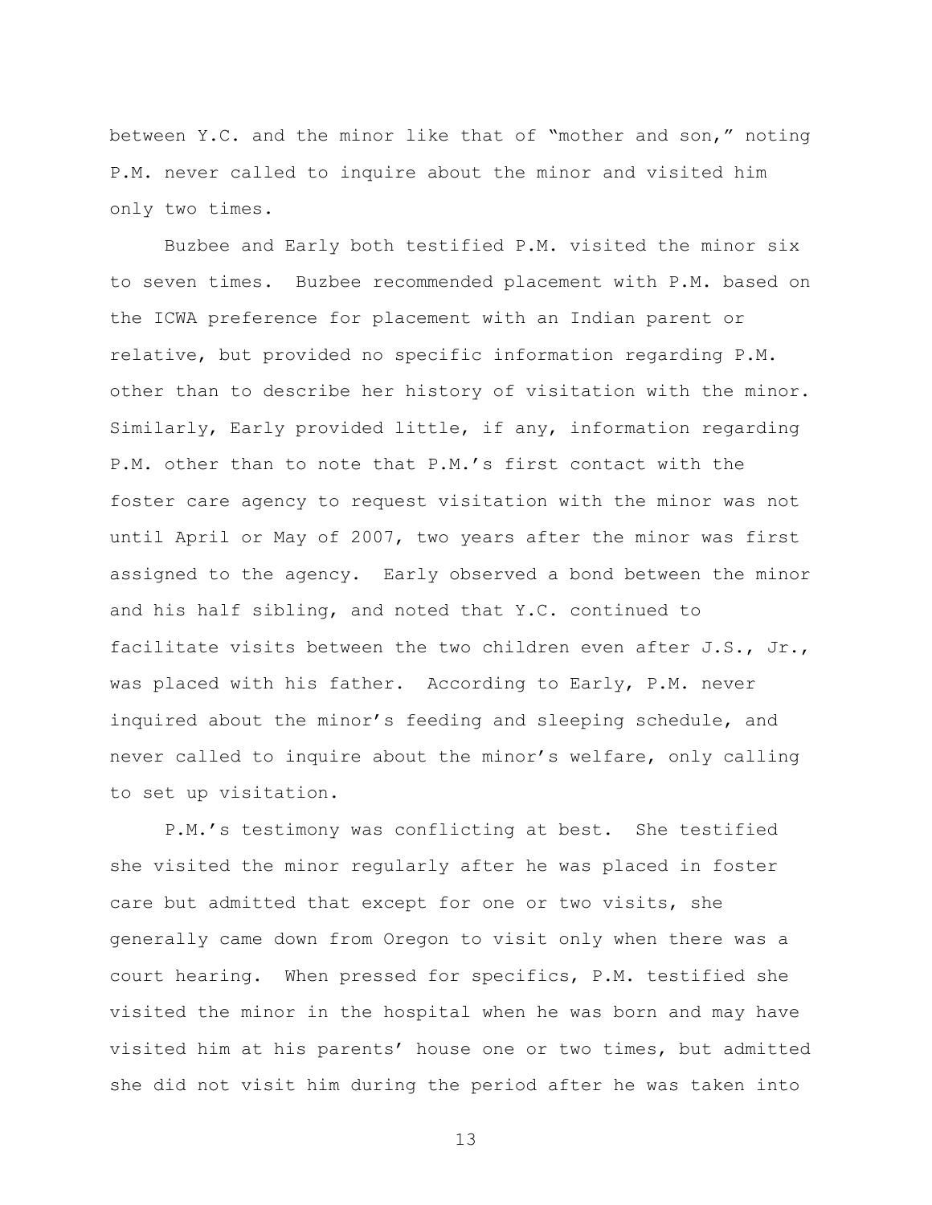between Y.C. and the minor like that of "mother and son," noting P.M. never called to inquire about the minor and visited him only two times.

Buzbee and Early both testified P.M. visited the minor six to seven times. Buzbee recommended placement with P.M. based on the ICWA preference for placement with an Indian parent or relative, but provided no specific information regarding P.M. other than to describe her history of visitation with the minor. Similarly, Early provided little, if any, information regarding P.M. other than to note that P.M.'s first contact with the foster care agency to request visitation with the minor was not until April or May of 2007, two years after the minor was first assigned to the agency. Early observed a bond between the minor and his half sibling, and noted that Y.C. continued to facilitate visits between the two children even after J.S., Jr., was placed with his father. According to Early, P.M. never inquired about the minor's feeding and sleeping schedule, and never called to inquire about the minor's welfare, only calling to set up visitation.

P.M.'s testimony was conflicting at best. She testified she visited the minor regularly after he was placed in foster care but admitted that except for one or two visits, she generally came down from Oregon to visit only when there was a court hearing. When pressed for specifics, P.M. testified she visited the minor in the hospital when he was born and may have visited him at his parents' house one or two times, but admitted she did not visit him during the period after he was taken into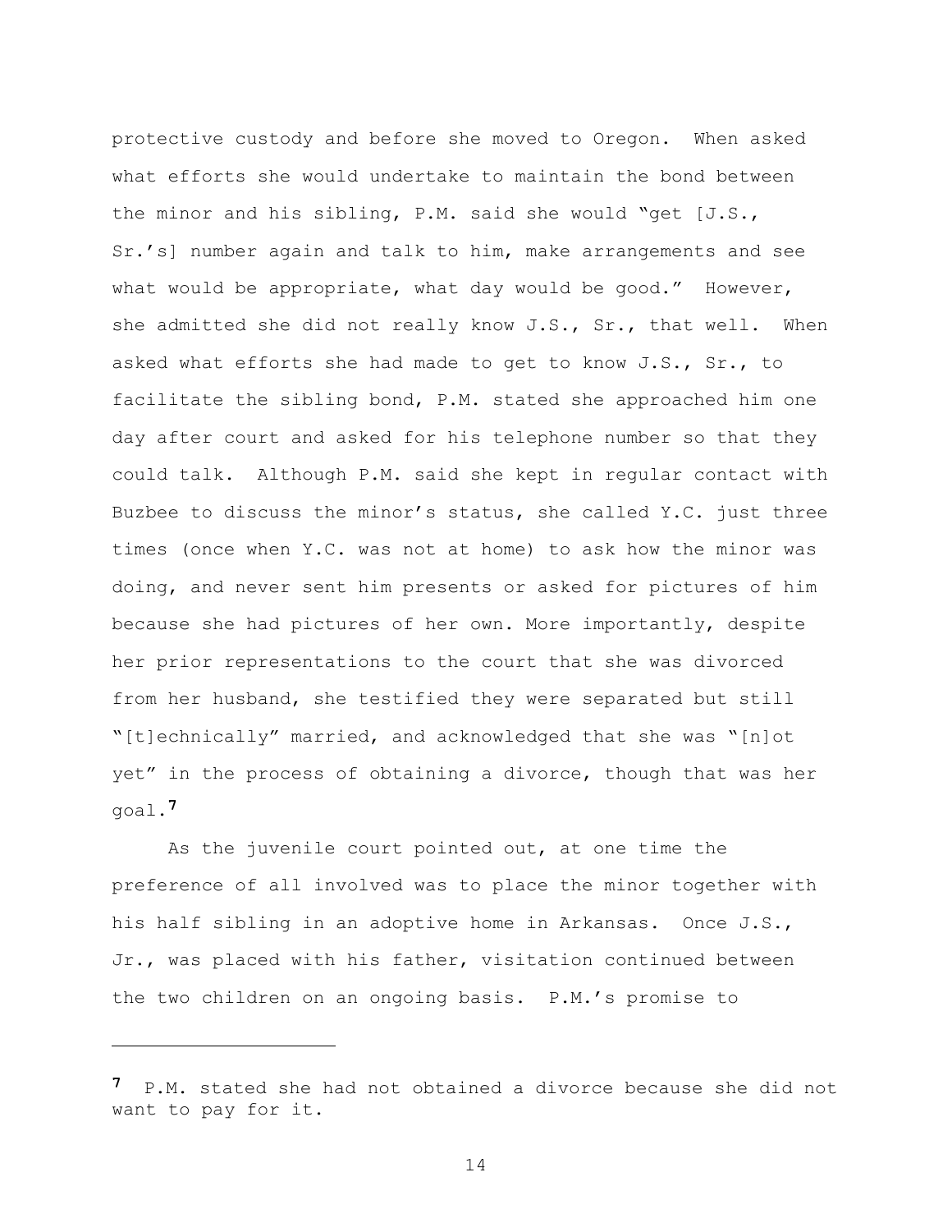protective custody and before she moved to Oregon. When asked what efforts she would undertake to maintain the bond between the minor and his sibling, P.M. said she would "get [J.S., Sr.'s] number again and talk to him, make arrangements and see what would be appropriate, what day would be good." However, she admitted she did not really know J.S., Sr., that well. When asked what efforts she had made to get to know J.S., Sr., to facilitate the sibling bond, P.M. stated she approached him one day after court and asked for his telephone number so that they could talk. Although P.M. said she kept in regular contact with Buzbee to discuss the minor's status, she called Y.C. just three times (once when Y.C. was not at home) to ask how the minor was doing, and never sent him presents or asked for pictures of him because she had pictures of her own. More importantly, despite her prior representations to the court that she was divorced from her husband, she testified they were separated but still "[t]echnically" married, and acknowledged that she was "[n]ot yet" in the process of obtaining a divorce, though that was her goal.[7]

As the juvenile court pointed out, at one time the preference of all involved was to place the minor together with his half sibling in an adoptive home in Arkansas. Once J.S., Jr., was placed with his father, visitation continued between the two children on an ongoing basis. P.M.'s promise to

---

[7] P.M. stated she had not obtained a divorce because she did not want to pay for it.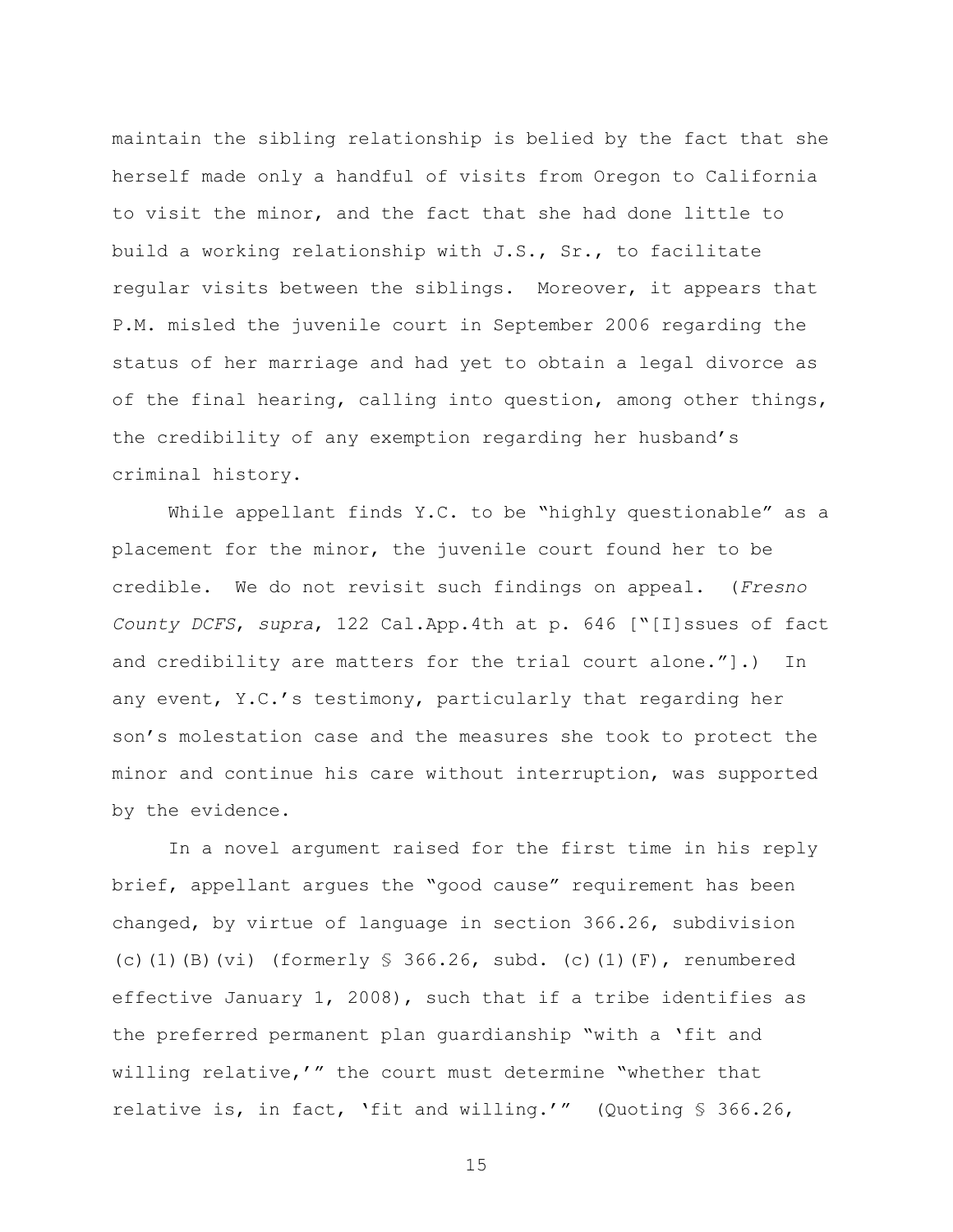maintain the sibling relationship is belied by the fact that she herself made only a handful of visits from Oregon to California to visit the minor, and the fact that she had done little to build a working relationship with J.S., Sr., to facilitate regular visits between the siblings. Moreover, it appears that P.M. misled the juvenile court in September 2006 regarding the status of her marriage and had yet to obtain a legal divorce as of the final hearing, calling into question, among other things, the credibility of any exemption regarding her husband's criminal history.

While appellant finds Y.C. to be "highly questionable" as a placement for the minor, the juvenile court found her to be credible. We do not revisit such findings on appeal. (*Fresno County DCFS*, *supra*, 122 Cal.App.4th at p. 646 ["[I]ssues of fact and credibility are matters for the trial court alone."].) In any event, Y.C.'s testimony, particularly that regarding her son's molestation case and the measures she took to protect the minor and continue his care without interruption, was supported by the evidence.

In a novel argument raised for the first time in his reply brief, appellant argues the "good cause" requirement has been changed, by virtue of language in section 366.26, subdivision (c)(1)(B)(vi) (formerly § 366.26, subd. (c)(1)(F), renumbered effective January 1, 2008), such that if a tribe identifies as the preferred permanent plan guardianship "with a 'fit and willing relative,'" the court must determine "whether that relative is, in fact, 'fit and willing.'" (Quoting § 366.26,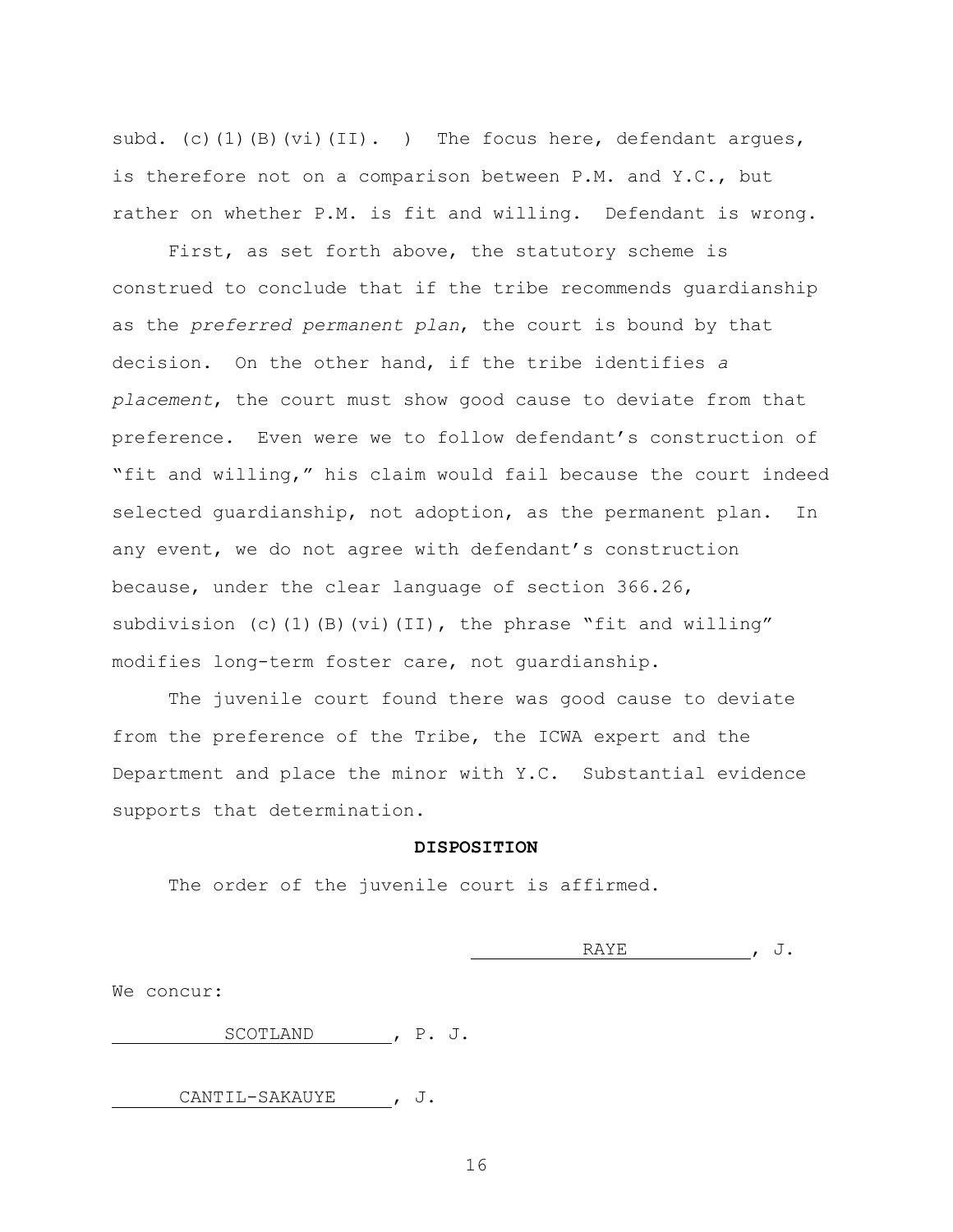subd. (c)(1)(B)(vi)(II). ) The focus here, defendant argues, is therefore not on a comparison between P.M. and Y.C., but rather on whether P.M. is fit and willing. Defendant is wrong.

First, as set forth above, the statutory scheme is construed to conclude that if the tribe recommends guardianship as the *preferred permanent plan*, the court is bound by that decision. On the other hand, if the tribe identifies *a placement*, the court must show good cause to deviate from that preference. Even were we to follow defendant's construction of "fit and willing," his claim would fail because the court indeed selected guardianship, not adoption, as the permanent plan. In any event, we do not agree with defendant's construction because, under the clear language of section 366.26, subdivision (c)(1)(B)(vi)(II), the phrase "fit and willing" modifies long-term foster care, not guardianship.

The juvenile court found there was good cause to deviate from the preference of the Tribe, the ICWA expert and the Department and place the minor with Y.C. Substantial evidence supports that determination.

**DISPOSITION**

The order of the juvenile court is affirmed.

RAYE, J.

We concur:

SCOTLAND, P. J.

CANTIL-SAKAUYE, J.